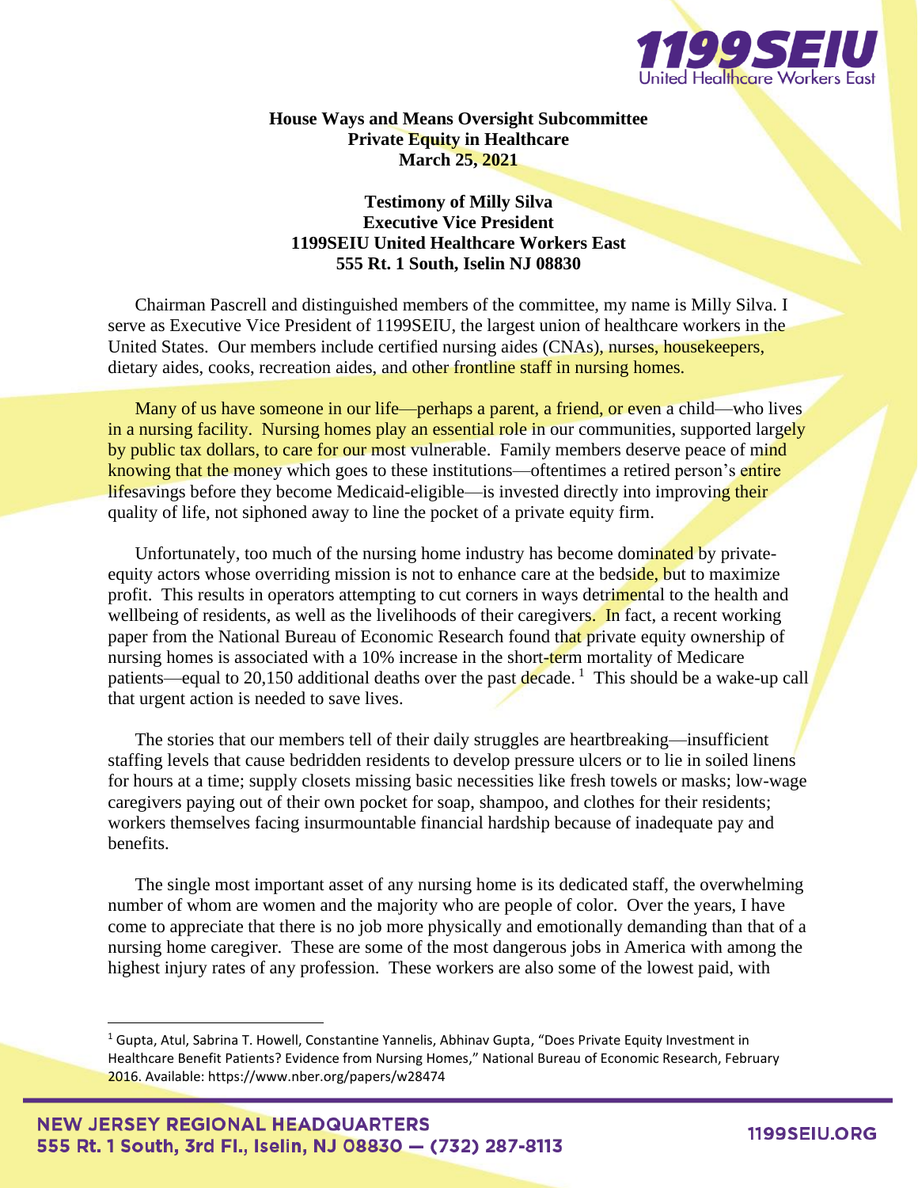**House Ways and Means Oversight Subcommittee**
**Private Equity in Healthcare**
**March 25, 2021**

**Testimony of Milly Silva**
**Executive Vice President**
**1199SEIU United Healthcare Workers East**
**555 Rt. 1 South, Iselin NJ 08830**

Chairman Pascrell and distinguished members of the committee, my name is Milly Silva. I serve as Executive Vice President of 1199SEIU, the largest union of healthcare workers in the United States. Our members include certified nursing aides (CNAs), nurses, housekeepers, dietary aides, cooks, recreation aides, and other frontline staff in nursing homes.

Many of us have someone in our life—perhaps a parent, a friend, or even a child—who lives in a nursing facility. Nursing homes play an essential role in our communities, supported largely by public tax dollars, to care for our most vulnerable. Family members deserve peace of mind knowing that the money which goes to these institutions—oftentimes a retired person's entire lifesavings before they become Medicaid-eligible—is invested directly into improving their quality of life, not siphoned away to line the pocket of a private equity firm.

Unfortunately, too much of the nursing home industry has become dominated by private-equity actors whose overriding mission is not to enhance care at the bedside, but to maximize profit. This results in operators attempting to cut corners in ways detrimental to the health and wellbeing of residents, as well as the livelihoods of their caregivers. In fact, a recent working paper from the National Bureau of Economic Research found that private equity ownership of nursing homes is associated with a 10% increase in the short-term mortality of Medicare patients—equal to 20,150 additional deaths over the past decade. [1] This should be a wake-up call that urgent action is needed to save lives.

The stories that our members tell of their daily struggles are heartbreaking—insufficient staffing levels that cause bedridden residents to develop pressure ulcers or to lie in soiled linens for hours at a time; supply closets missing basic necessities like fresh towels or masks; low-wage caregivers paying out of their own pocket for soap, shampoo, and clothes for their residents; workers themselves facing insurmountable financial hardship because of inadequate pay and benefits.

The single most important asset of any nursing home is its dedicated staff, the overwhelming number of whom are women and the majority who are people of color. Over the years, I have come to appreciate that there is no job more physically and emotionally demanding than that of a nursing home caregiver. These are some of the most dangerous jobs in America with among the highest injury rates of any profession. These workers are also some of the lowest paid, with

[1] Gupta, Atul, Sabrina T. Howell, Constantine Yannelis, Abhinav Gupta, "Does Private Equity Investment in Healthcare Benefit Patients? Evidence from Nursing Homes," National Bureau of Economic Research, February 2016. Available: https://www.nber.org/papers/w28474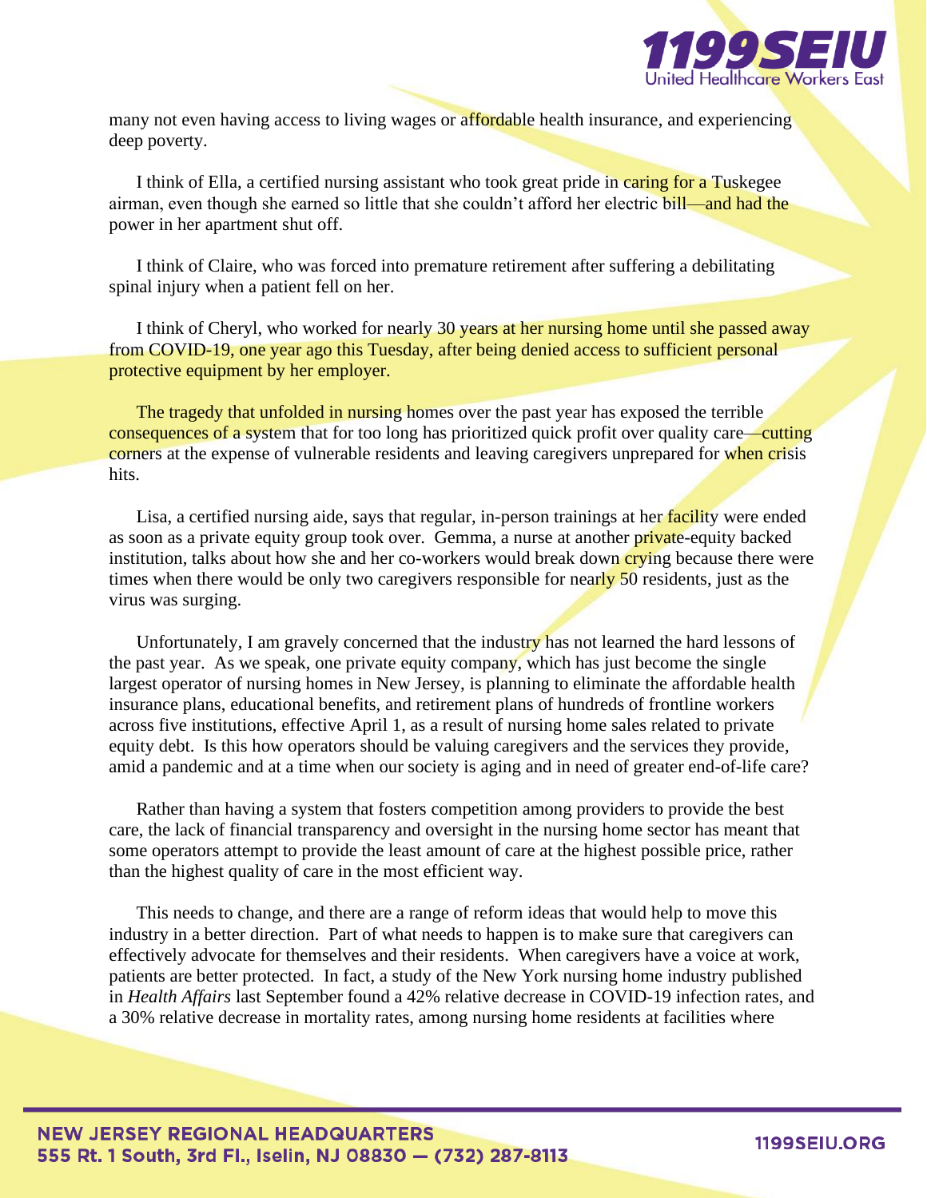many not even having access to living wages or affordable health insurance, and experiencing deep poverty.

I think of Ella, a certified nursing assistant who took great pride in caring for a Tuskegee airman, even though she earned so little that she couldn't afford her electric bill—and had the power in her apartment shut off.

I think of Claire, who was forced into premature retirement after suffering a debilitating spinal injury when a patient fell on her.

I think of Cheryl, who worked for nearly 30 years at her nursing home until she passed away from COVID-19, one year ago this Tuesday, after being denied access to sufficient personal protective equipment by her employer.

The tragedy that unfolded in nursing homes over the past year has exposed the terrible consequences of a system that for too long has prioritized quick profit over quality care—cutting corners at the expense of vulnerable residents and leaving caregivers unprepared for when crisis hits.

Lisa, a certified nursing aide, says that regular, in-person trainings at her facility were ended as soon as a private equity group took over. Gemma, a nurse at another private-equity backed institution, talks about how she and her co-workers would break down crying because there were times when there would be only two caregivers responsible for nearly 50 residents, just as the virus was surging.

Unfortunately, I am gravely concerned that the industry has not learned the hard lessons of the past year. As we speak, one private equity company, which has just become the single largest operator of nursing homes in New Jersey, is planning to eliminate the affordable health insurance plans, educational benefits, and retirement plans of hundreds of frontline workers across five institutions, effective April 1, as a result of nursing home sales related to private equity debt. Is this how operators should be valuing caregivers and the services they provide, amid a pandemic and at a time when our society is aging and in need of greater end-of-life care?

Rather than having a system that fosters competition among providers to provide the best care, the lack of financial transparency and oversight in the nursing home sector has meant that some operators attempt to provide the least amount of care at the highest possible price, rather than the highest quality of care in the most efficient way.

This needs to change, and there are a range of reform ideas that would help to move this industry in a better direction. Part of what needs to happen is to make sure that caregivers can effectively advocate for themselves and their residents. When caregivers have a voice at work, patients are better protected. In fact, a study of the New York nursing home industry published in *Health Affairs* last September found a 42% relative decrease in COVID-19 infection rates, and a 30% relative decrease in mortality rates, among nursing home residents at facilities where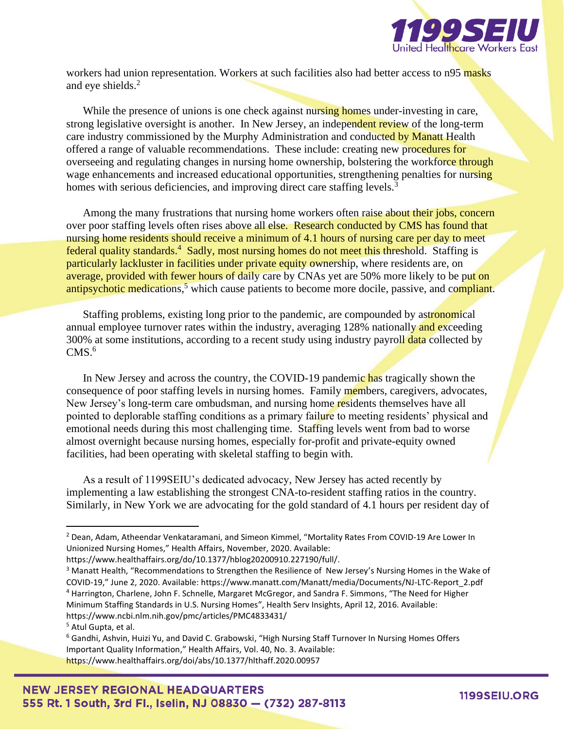workers had union representation. Workers at such facilities also had better access to n95 masks and eye shields.[2]

While the presence of unions is one check against nursing homes under-investing in care, strong legislative oversight is another. In New Jersey, an independent review of the long-term care industry commissioned by the Murphy Administration and conducted by Manatt Health offered a range of valuable recommendations. These include: creating new procedures for overseeing and regulating changes in nursing home ownership, bolstering the workforce through wage enhancements and increased educational opportunities, strengthening penalties for nursing homes with serious deficiencies, and improving direct care staffing levels.[3]

Among the many frustrations that nursing home workers often raise about their jobs, concern over poor staffing levels often rises above all else. Research conducted by CMS has found that nursing home residents should receive a minimum of 4.1 hours of nursing care per day to meet federal quality standards.[4] Sadly, most nursing homes do not meet this threshold. Staffing is particularly lackluster in facilities under private equity ownership, where residents are, on average, provided with fewer hours of daily care by CNAs yet are 50% more likely to be put on antipsychotic medications,[5] which cause patients to become more docile, passive, and compliant.

Staffing problems, existing long prior to the pandemic, are compounded by astronomical annual employee turnover rates within the industry, averaging 128% nationally and exceeding 300% at some institutions, according to a recent study using industry payroll data collected by CMS.[6]

In New Jersey and across the country, the COVID-19 pandemic has tragically shown the consequence of poor staffing levels in nursing homes. Family members, caregivers, advocates, New Jersey's long-term care ombudsman, and nursing home residents themselves have all pointed to deplorable staffing conditions as a primary failure to meeting residents' physical and emotional needs during this most challenging time. Staffing levels went from bad to worse almost overnight because nursing homes, especially for-profit and private-equity owned facilities, had been operating with skeletal staffing to begin with.

As a result of 1199SEIU's dedicated advocacy, New Jersey has acted recently by implementing a law establishing the strongest CNA-to-resident staffing ratios in the country. Similarly, in New York we are advocating for the gold standard of 4.1 hours per resident day of

---

[2] Dean, Adam, Atheendar Venkataramani, and Simeon Kimmel, "Mortality Rates From COVID-19 Are Lower In Unionized Nursing Homes," Health Affairs, November, 2020. Available: https://www.healthaffairs.org/do/10.1377/hblog20200910.227190/full/.

[3] Manatt Health, "Recommendations to Strengthen the Resilience of New Jersey's Nursing Homes in the Wake of COVID-19," June 2, 2020. Available: https://www.manatt.com/Manatt/media/Documents/NJ-LTC-Report_2.pdf

[4] Harrington, Charlene, John F. Schnelle, Margaret McGregor, and Sandra F. Simmons, "The Need for Higher Minimum Staffing Standards in U.S. Nursing Homes", Health Serv Insights, April 12, 2016. Available: https://www.ncbi.nlm.nih.gov/pmc/articles/PMC4833431/

[5] Atul Gupta, et al.

[6] Gandhi, Ashvin, Huizi Yu, and David C. Grabowski, "High Nursing Staff Turnover In Nursing Homes Offers Important Quality Information," Health Affairs, Vol. 40, No. 3. Available: https://www.healthaffairs.org/doi/abs/10.1377/hlthaff.2020.00957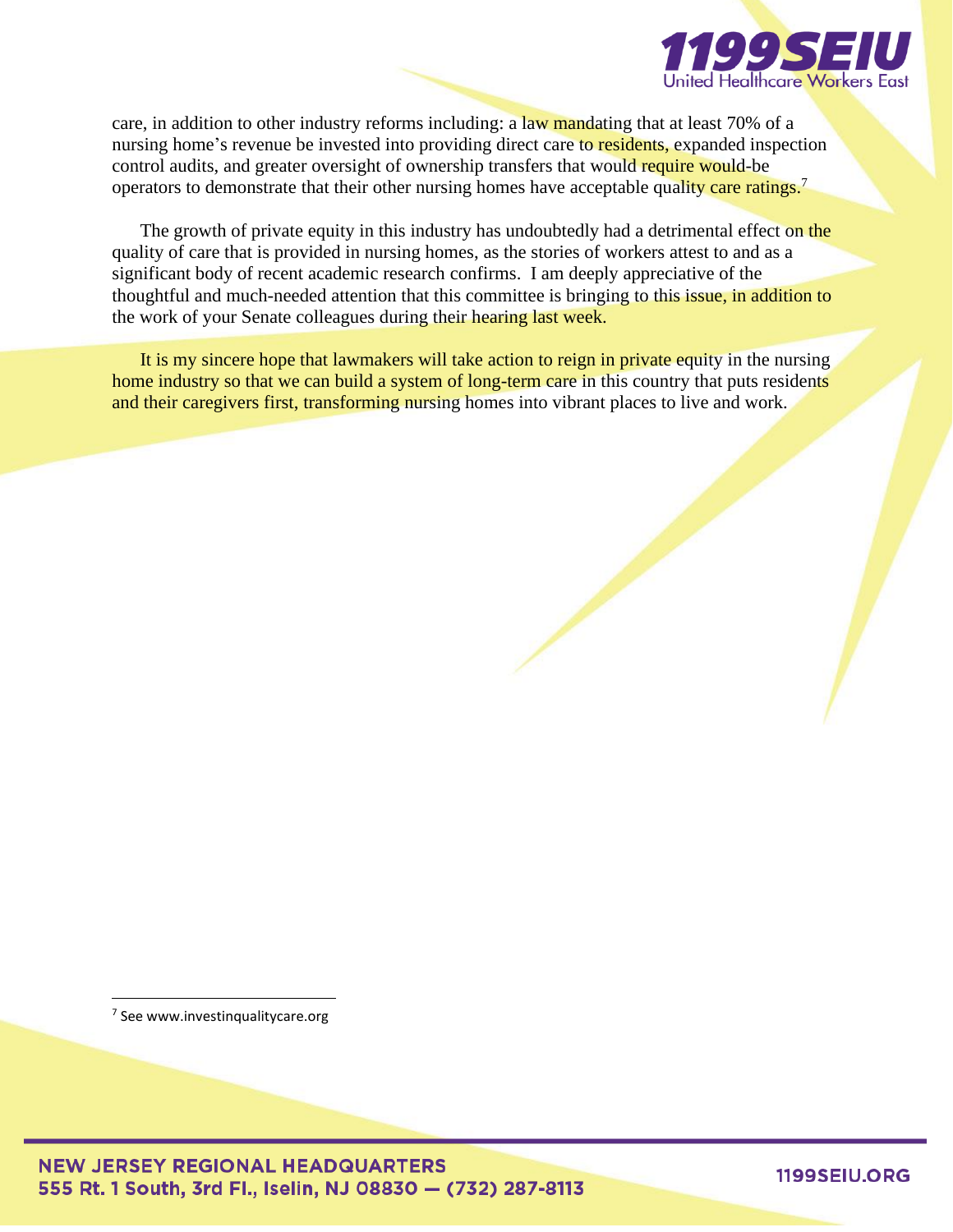care, in addition to other industry reforms including: a law mandating that at least 70% of a nursing home's revenue be invested into providing direct care to residents, expanded inspection control audits, and greater oversight of ownership transfers that would require would-be operators to demonstrate that their other nursing homes have acceptable quality care ratings.[7]

The growth of private equity in this industry has undoubtedly had a detrimental effect on the quality of care that is provided in nursing homes, as the stories of workers attest to and as a significant body of recent academic research confirms. I am deeply appreciative of the thoughtful and much-needed attention that this committee is bringing to this issue, in addition to the work of your Senate colleagues during their hearing last week.

It is my sincere hope that lawmakers will take action to reign in private equity in the nursing home industry so that we can build a system of long-term care in this country that puts residents and their caregivers first, transforming nursing homes into vibrant places to live and work.

[7] See www.investinqualitycare.org